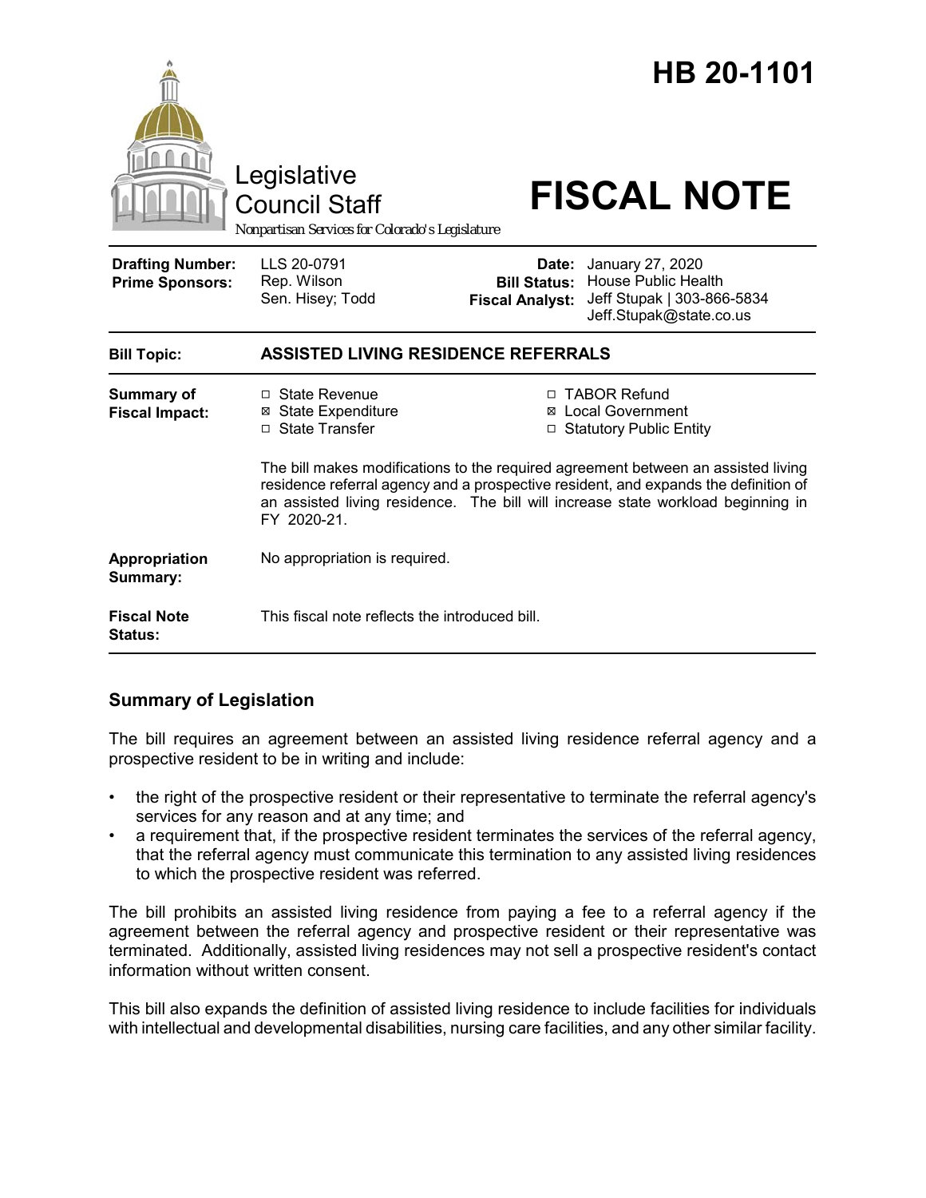# HB 20-1101

Legislative Council Staff

*Nonpartisan Services for Colorado's Legislature*

# FISCAL NOTE

| | | | |
|---|---|---|---|
| **Drafting Number:** | LLS 20-0791 | **Date:** | January 27, 2020 |
| **Prime Sponsors:** | Rep. Wilson<br>Sen. Hisey; Todd | **Bill Status:** | House Public Health |
| | | **Fiscal Analyst:** | Jeff Stupak \| 303-866-5834<br>Jeff.Stupak@state.co.us |

| | |
|---|---|
| **Bill Topic:** | **ASSISTED LIVING RESIDENCE REFERRALS** |
| **Summary of Fiscal Impact:** | ☐ State Revenue<br>☒ State Expenditure<br>☐ State Transfer<br>☐ TABOR Refund<br>☒ Local Government<br>☐ Statutory Public Entity<br><br>The bill makes modifications to the required agreement between an assisted living residence referral agency and a prospective resident, and expands the definition of an assisted living residence. The bill will increase state workload beginning in FY 2020-21. |
| **Appropriation Summary:** | No appropriation is required. |
| **Fiscal Note Status:** | This fiscal note reflects the introduced bill. |

## Summary of Legislation

The bill requires an agreement between an assisted living residence referral agency and a prospective resident to be in writing and include:

- the right of the prospective resident or their representative to terminate the referral agency's services for any reason and at any time; and
- a requirement that, if the prospective resident terminates the services of the referral agency, that the referral agency must communicate this termination to any assisted living residences to which the prospective resident was referred.

The bill prohibits an assisted living residence from paying a fee to a referral agency if the agreement between the referral agency and prospective resident or their representative was terminated. Additionally, assisted living residences may not sell a prospective resident's contact information without written consent.

This bill also expands the definition of assisted living residence to include facilities for individuals with intellectual and developmental disabilities, nursing care facilities, and any other similar facility.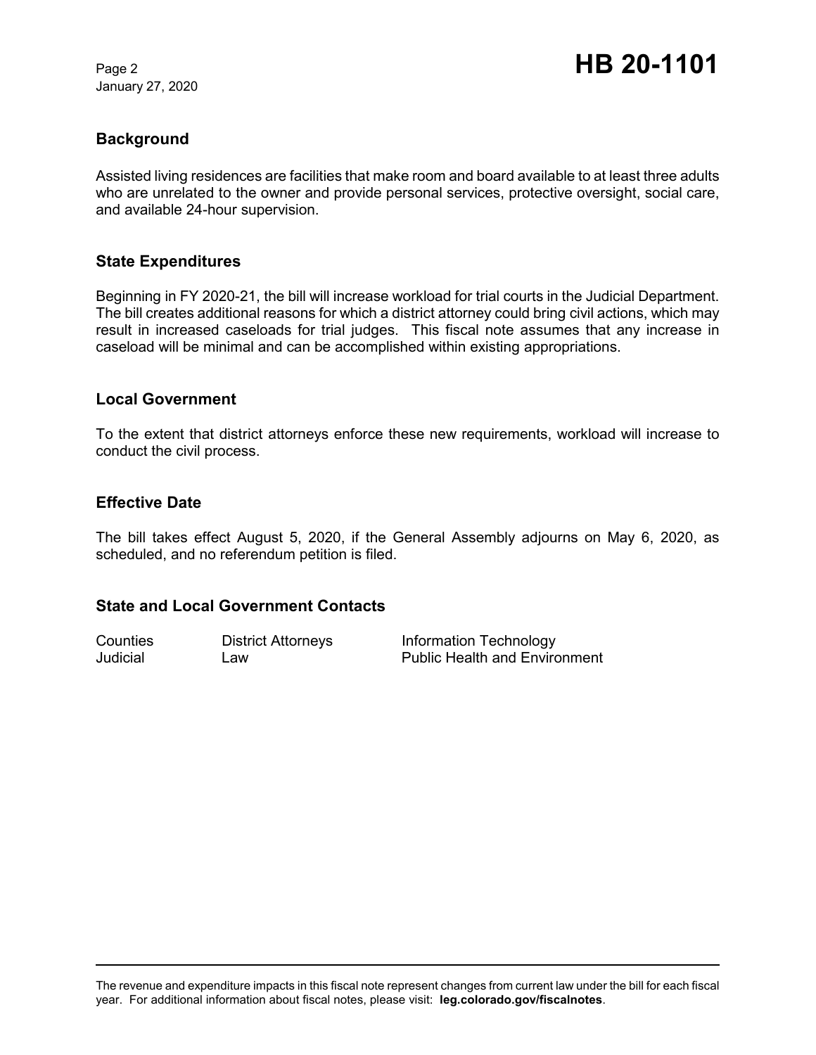## Background

Assisted living residences are facilities that make room and board available to at least three adults who are unrelated to the owner and provide personal services, protective oversight, social care, and available 24-hour supervision.

## State Expenditures

Beginning in FY 2020-21, the bill will increase workload for trial courts in the Judicial Department. The bill creates additional reasons for which a district attorney could bring civil actions, which may result in increased caseloads for trial judges. This fiscal note assumes that any increase in caseload will be minimal and can be accomplished within existing appropriations.

## Local Government

To the extent that district attorneys enforce these new requirements, workload will increase to conduct the civil process.

## Effective Date

The bill takes effect August 5, 2020, if the General Assembly adjourns on May 6, 2020, as scheduled, and no referendum petition is filed.

## State and Local Government Contacts

| | | |
|---|---|---|
| Counties | District Attorneys | Information Technology |
| Judicial | Law | Public Health and Environment |

The revenue and expenditure impacts in this fiscal note represent changes from current law under the bill for each fiscal year. For additional information about fiscal notes, please visit: **leg.colorado.gov/fiscalnotes**.